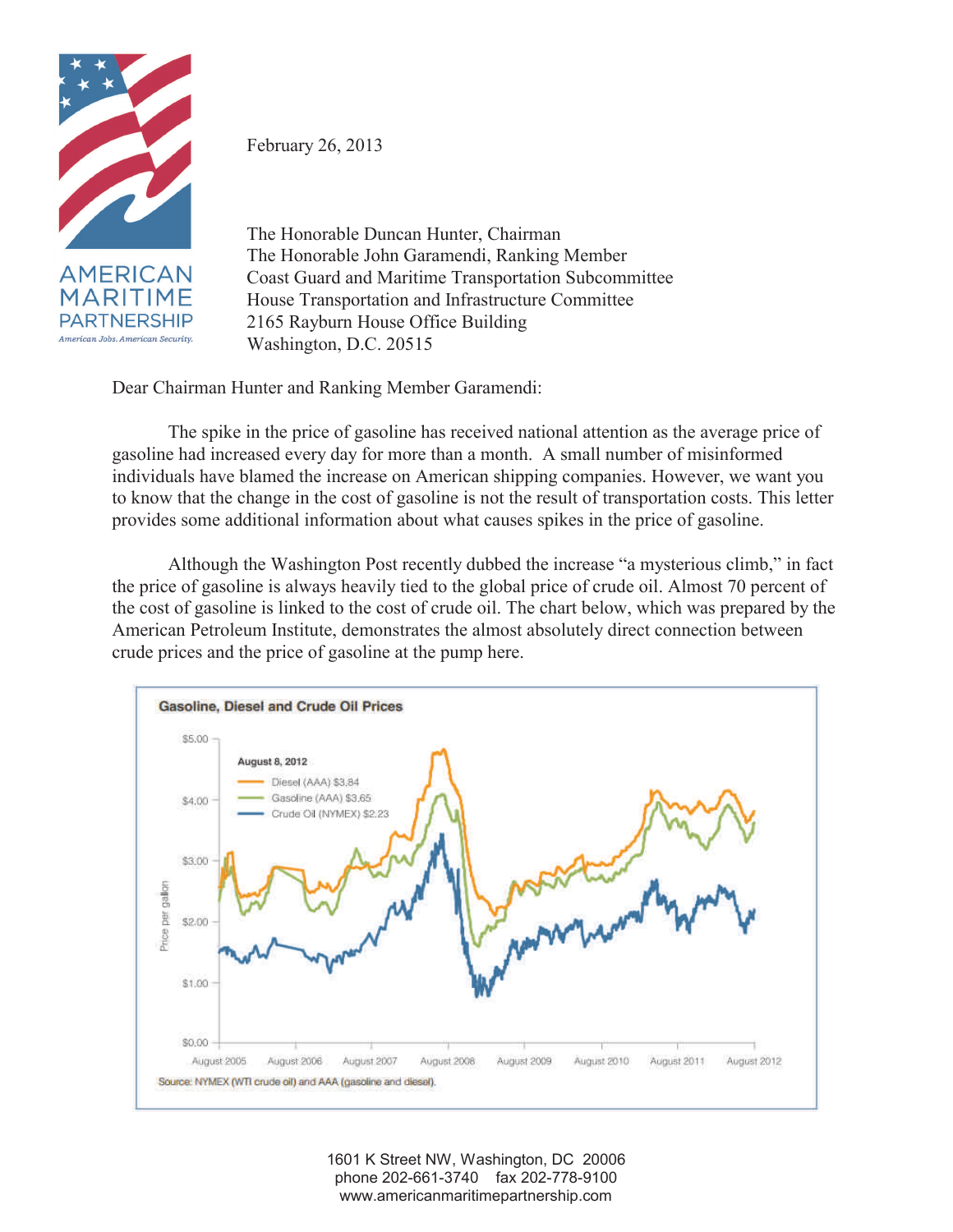AMERICAN MARITIME PARTNERSHIP

*American Jobs. American Security.*

February 26, 2013

The Honorable Duncan Hunter, Chairman
The Honorable John Garamendi, Ranking Member
Coast Guard and Maritime Transportation Subcommittee
House Transportation and Infrastructure Committee
2165 Rayburn House Office Building
Washington, D.C. 20515

Dear Chairman Hunter and Ranking Member Garamendi:

The spike in the price of gasoline has received national attention as the average price of gasoline had increased every day for more than a month. A small number of misinformed individuals have blamed the increase on American shipping companies. However, we want you to know that the change in the cost of gasoline is not the result of transportation costs. This letter provides some additional information about what causes spikes in the price of gasoline.

Although the Washington Post recently dubbed the increase "a mysterious climb," in fact the price of gasoline is always heavily tied to the global price of crude oil. Almost 70 percent of the cost of gasoline is linked to the cost of crude oil. The chart below, which was prepared by the American Petroleum Institute, demonstrates the almost absolutely direct connection between crude prices and the price of gasoline at the pump here.

**Gasoline, Diesel and Crude Oil Prices**

August 8, 2012
- Diesel (AAA) $3.84
- Gasoline (AAA) $3.65
- Crude Oil (NYMEX) $2.23

Source: NYMEX (WTI crude oil) and AAA (gasoline and diesel).

1601 K Street NW, Washington, DC 20006
phone 202-661-3740 fax 202-778-9100
www.americanmaritimepartnership.com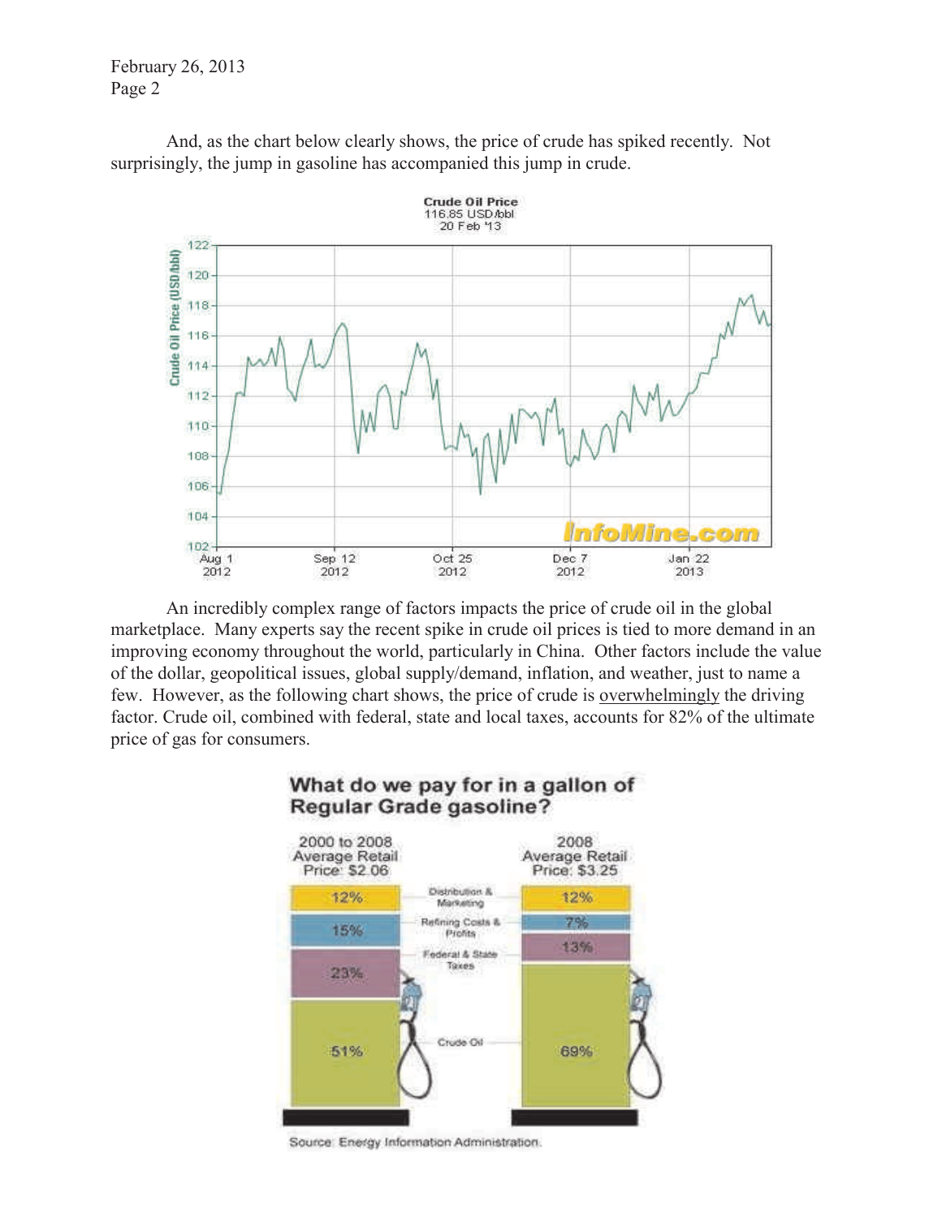And, as the chart below clearly shows, the price of crude has spiked recently. Not surprisingly, the jump in gasoline has accompanied this jump in crude.

An incredibly complex range of factors impacts the price of crude oil in the global marketplace. Many experts say the recent spike in crude oil prices is tied to more demand in an improving economy throughout the world, particularly in China. Other factors include the value of the dollar, geopolitical issues, global supply/demand, inflation, and weather, just to name a few. However, as the following chart shows, the price of crude is overwhelmingly the driving factor. Crude oil, combined with federal, state and local taxes, accounts for 82% of the ultimate price of gas for consumers.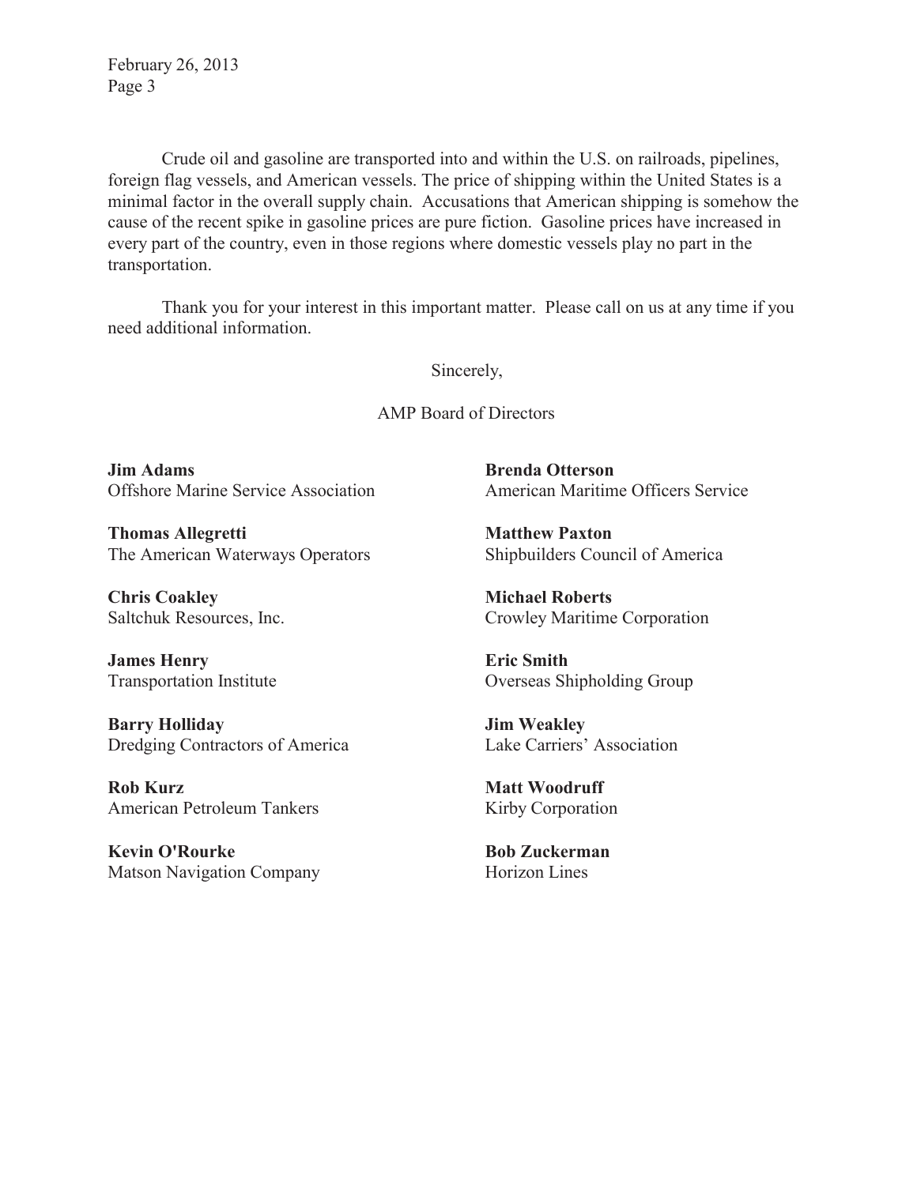Crude oil and gasoline are transported into and within the U.S. on railroads, pipelines, foreign flag vessels, and American vessels. The price of shipping within the United States is a minimal factor in the overall supply chain. Accusations that American shipping is somehow the cause of the recent spike in gasoline prices are pure fiction. Gasoline prices have increased in every part of the country, even in those regions where domestic vessels play no part in the transportation.

Thank you for your interest in this important matter. Please call on us at any time if you need additional information.

Sincerely,

AMP Board of Directors

**Jim Adams**
Offshore Marine Service Association

**Thomas Allegretti**
The American Waterways Operators

**Chris Coakley**
Saltchuk Resources, Inc.

**James Henry**
Transportation Institute

**Barry Holliday**
Dredging Contractors of America

**Rob Kurz**
American Petroleum Tankers

**Kevin O'Rourke**
Matson Navigation Company

**Brenda Otterson**
American Maritime Officers Service

**Matthew Paxton**
Shipbuilders Council of America

**Michael Roberts**
Crowley Maritime Corporation

**Eric Smith**
Overseas Shipholding Group

**Jim Weakley**
Lake Carriers' Association

**Matt Woodruff**
Kirby Corporation

**Bob Zuckerman**
Horizon Lines